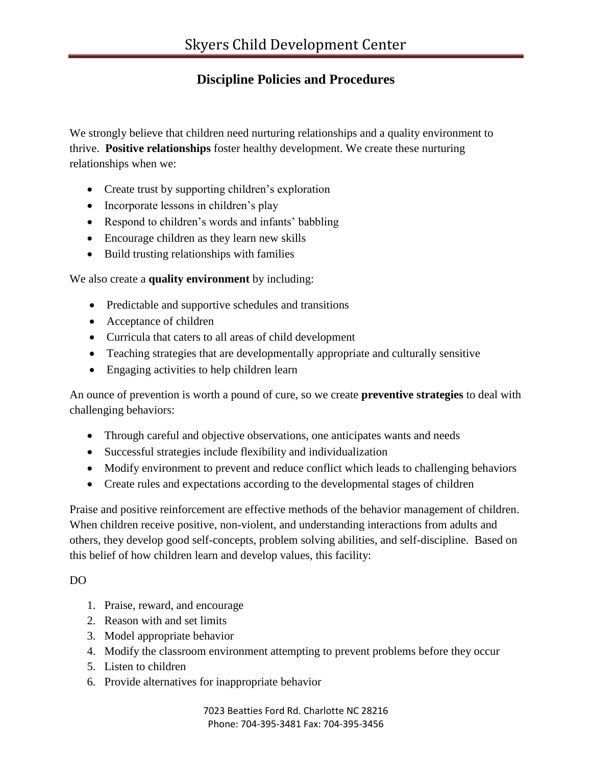# Skyers Child Development Center

## Discipline Policies and Procedures

We strongly believe that children need nurturing relationships and a quality environment to thrive. **Positive relationships** foster healthy development. We create these nurturing relationships when we:

- Create trust by supporting children's exploration
- Incorporate lessons in children's play
- Respond to children's words and infants' babbling
- Encourage children as they learn new skills
- Build trusting relationships with families

We also create a **quality environment** by including:

- Predictable and supportive schedules and transitions
- Acceptance of children
- Curricula that caters to all areas of child development
- Teaching strategies that are developmentally appropriate and culturally sensitive
- Engaging activities to help children learn

An ounce of prevention is worth a pound of cure, so we create **preventive strategies** to deal with challenging behaviors:

- Through careful and objective observations, one anticipates wants and needs
- Successful strategies include flexibility and individualization
- Modify environment to prevent and reduce conflict which leads to challenging behaviors
- Create rules and expectations according to the developmental stages of children

Praise and positive reinforcement are effective methods of the behavior management of children. When children receive positive, non-violent, and understanding interactions from adults and others, they develop good self-concepts, problem solving abilities, and self-discipline. Based on this belief of how children learn and develop values, this facility:

DO

1. Praise, reward, and encourage
2. Reason with and set limits
3. Model appropriate behavior
4. Modify the classroom environment attempting to prevent problems before they occur
5. Listen to children
6. Provide alternatives for inappropriate behavior

7023 Beatties Ford Rd. Charlotte NC 28216
Phone: 704-395-3481 Fax: 704-395-3456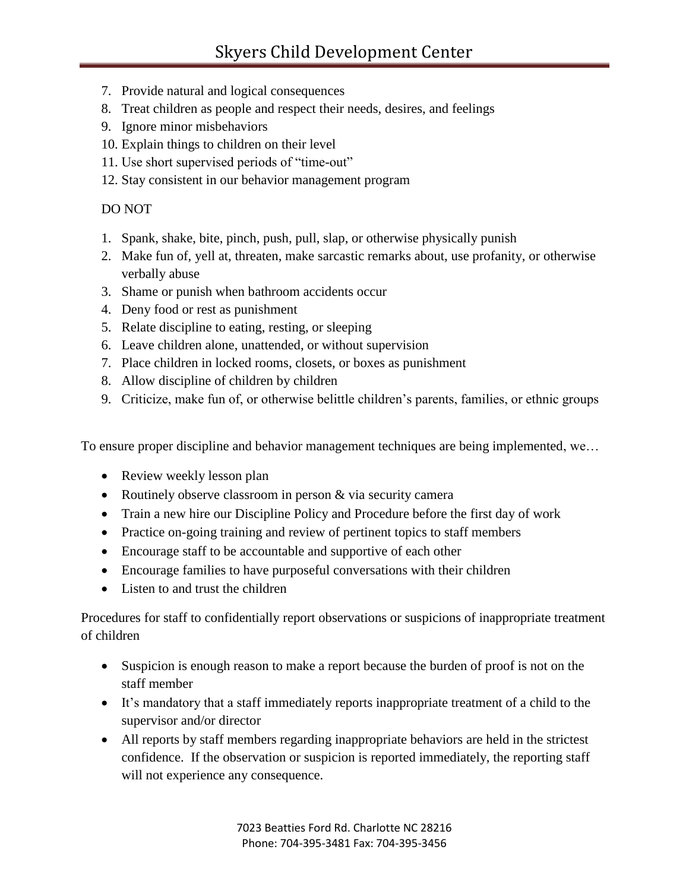7. Provide natural and logical consequences
8. Treat children as people and respect their needs, desires, and feelings
9. Ignore minor misbehaviors
10. Explain things to children on their level
11. Use short supervised periods of "time-out"
12. Stay consistent in our behavior management program

DO NOT

1. Spank, shake, bite, pinch, push, pull, slap, or otherwise physically punish
2. Make fun of, yell at, threaten, make sarcastic remarks about, use profanity, or otherwise verbally abuse
3. Shame or punish when bathroom accidents occur
4. Deny food or rest as punishment
5. Relate discipline to eating, resting, or sleeping
6. Leave children alone, unattended, or without supervision
7. Place children in locked rooms, closets, or boxes as punishment
8. Allow discipline of children by children
9. Criticize, make fun of, or otherwise belittle children's parents, families, or ethnic groups

To ensure proper discipline and behavior management techniques are being implemented, we…

- Review weekly lesson plan
- Routinely observe classroom in person & via security camera
- Train a new hire our Discipline Policy and Procedure before the first day of work
- Practice on-going training and review of pertinent topics to staff members
- Encourage staff to be accountable and supportive of each other
- Encourage families to have purposeful conversations with their children
- Listen to and trust the children

Procedures for staff to confidentially report observations or suspicions of inappropriate treatment of children

- Suspicion is enough reason to make a report because the burden of proof is not on the staff member
- It's mandatory that a staff immediately reports inappropriate treatment of a child to the supervisor and/or director
- All reports by staff members regarding inappropriate behaviors are held in the strictest confidence. If the observation or suspicion is reported immediately, the reporting staff will not experience any consequence.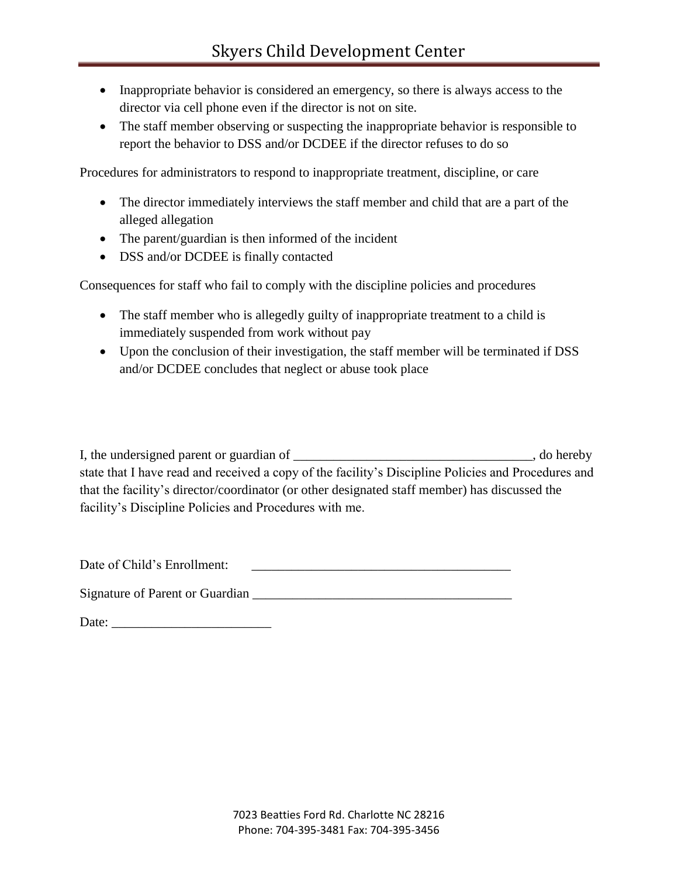- Inappropriate behavior is considered an emergency, so there is always access to the director via cell phone even if the director is not on site.
- The staff member observing or suspecting the inappropriate behavior is responsible to report the behavior to DSS and/or DCDEE if the director refuses to do so

Procedures for administrators to respond to inappropriate treatment, discipline, or care

- The director immediately interviews the staff member and child that are a part of the alleged allegation
- The parent/guardian is then informed of the incident
- DSS and/or DCDEE is finally contacted

Consequences for staff who fail to comply with the discipline policies and procedures

- The staff member who is allegedly guilty of inappropriate treatment to a child is immediately suspended from work without pay
- Upon the conclusion of their investigation, the staff member will be terminated if DSS and/or DCDEE concludes that neglect or abuse took place

I, the undersigned parent or guardian of ____________________________________, do hereby state that I have read and received a copy of the facility's Discipline Policies and Procedures and that the facility's director/coordinator (or other designated staff member) has discussed the facility's Discipline Policies and Procedures with me.

Date of Child's Enrollment: ________________________________________

Signature of Parent or Guardian ________________________________________

Date: ________________________